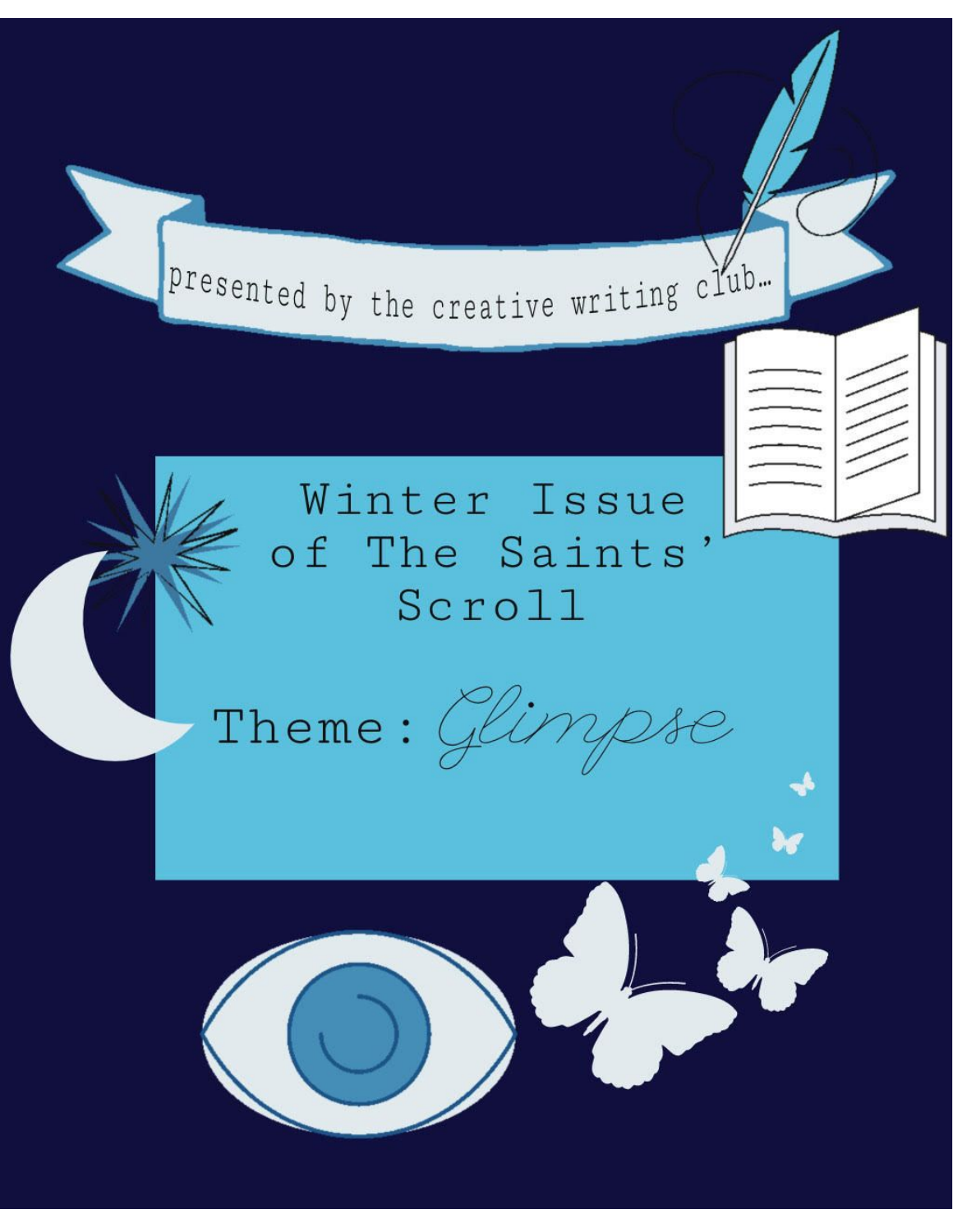presented by the creative writing club…

# Winter Issue of The Saints' Scroll

Theme: *Glimpse*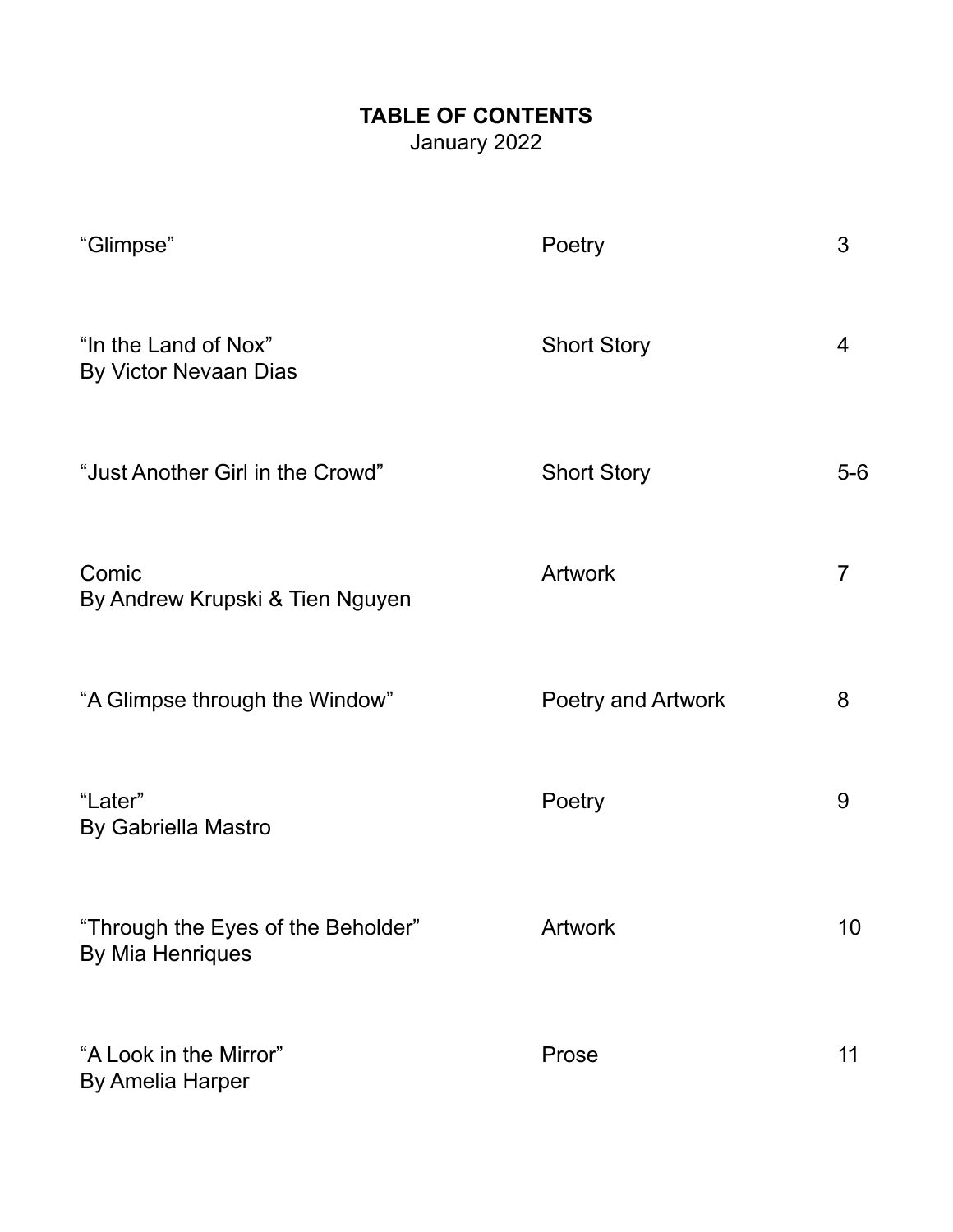**TABLE OF CONTENTS**
January 2022

| | | |
|---|---|---|
| "Glimpse" | Poetry | 3 |
| "In the Land of Nox"<br>By Victor Nevaan Dias | Short Story | 4 |
| "Just Another Girl in the Crowd" | Short Story | 5-6 |
| Comic<br>By Andrew Krupski & Tien Nguyen | Artwork | 7 |
| "A Glimpse through the Window" | Poetry and Artwork | 8 |
| "Later"<br>By Gabriella Mastro | Poetry | 9 |
| "Through the Eyes of the Beholder"<br>By Mia Henriques | Artwork | 10 |
| "A Look in the Mirror"<br>By Amelia Harper | Prose | 11 |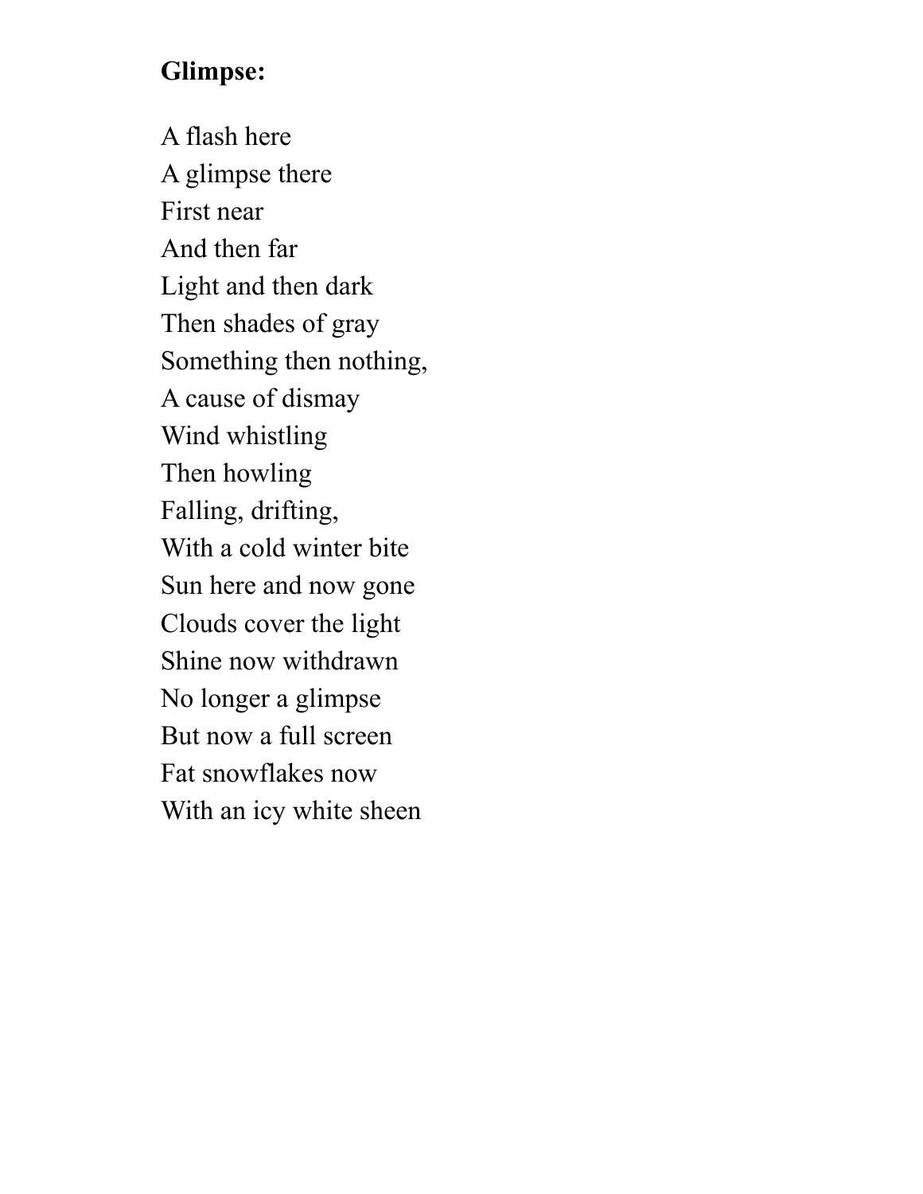**Glimpse:**

A flash here  
A glimpse there  
First near  
And then far  
Light and then dark  
Then shades of gray  
Something then nothing,  
A cause of dismay  
Wind whistling  
Then howling  
Falling, drifting,  
With a cold winter bite  
Sun here and now gone  
Clouds cover the light  
Shine now withdrawn  
No longer a glimpse  
But now a full screen  
Fat snowflakes now  
With an icy white sheen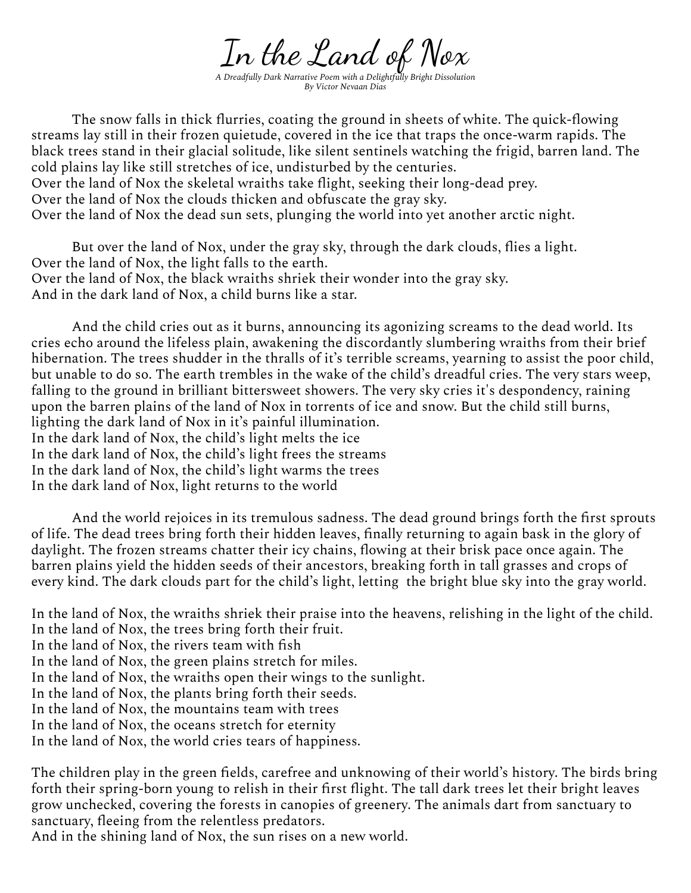# In the Land of Nox

*A Dreadfully Dark Narrative Poem with a Delightfully Bright Dissolution*
*By Victor Nevaan Dias*

The snow falls in thick flurries, coating the ground in sheets of white. The quick-flowing streams lay still in their frozen quietude, covered in the ice that traps the once-warm rapids. The black trees stand in their glacial solitude, like silent sentinels watching the frigid, barren land. The cold plains lay like still stretches of ice, undisturbed by the centuries.
Over the land of Nox the skeletal wraiths take flight, seeking their long-dead prey.
Over the land of Nox the clouds thicken and obfuscate the gray sky.
Over the land of Nox the dead sun sets, plunging the world into yet another arctic night.

But over the land of Nox, under the gray sky, through the dark clouds, flies a light.
Over the land of Nox, the light falls to the earth.
Over the land of Nox, the black wraiths shriek their wonder into the gray sky.
And in the dark land of Nox, a child burns like a star.

And the child cries out as it burns, announcing its agonizing screams to the dead world. Its cries echo around the lifeless plain, awakening the discordantly slumbering wraiths from their brief hibernation. The trees shudder in the thralls of it's terrible screams, yearning to assist the poor child, but unable to do so. The earth trembles in the wake of the child's dreadful cries. The very stars weep, falling to the ground in brilliant bittersweet showers. The very sky cries it's despondency, raining upon the barren plains of the land of Nox in torrents of ice and snow. But the child still burns, lighting the dark land of Nox in it's painful illumination.
In the dark land of Nox, the child's light melts the ice
In the dark land of Nox, the child's light frees the streams
In the dark land of Nox, the child's light warms the trees
In the dark land of Nox, light returns to the world

And the world rejoices in its tremulous sadness. The dead ground brings forth the first sprouts of life. The dead trees bring forth their hidden leaves, finally returning to again bask in the glory of daylight. The frozen streams chatter their icy chains, flowing at their brisk pace once again. The barren plains yield the hidden seeds of their ancestors, breaking forth in tall grasses and crops of every kind. The dark clouds part for the child's light, letting the bright blue sky into the gray world.

In the land of Nox, the wraiths shriek their praise into the heavens, relishing in the light of the child.
In the land of Nox, the trees bring forth their fruit.
In the land of Nox, the rivers team with fish
In the land of Nox, the green plains stretch for miles.
In the land of Nox, the wraiths open their wings to the sunlight.
In the land of Nox, the plants bring forth their seeds.
In the land of Nox, the mountains team with trees
In the land of Nox, the oceans stretch for eternity
In the land of Nox, the world cries tears of happiness.

The children play in the green fields, carefree and unknowing of their world's history. The birds bring forth their spring-born young to relish in their first flight. The tall dark trees let their bright leaves grow unchecked, covering the forests in canopies of greenery. The animals dart from sanctuary to sanctuary, fleeing from the relentless predators.
And in the shining land of Nox, the sun rises on a new world.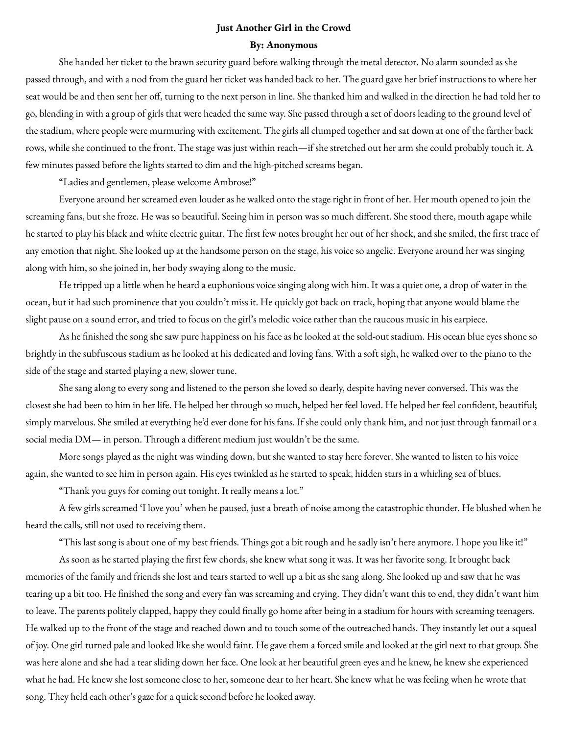**Just Another Girl in the Crowd**

**By: Anonymous**

She handed her ticket to the brawn security guard before walking through the metal detector. No alarm sounded as she passed through, and with a nod from the guard her ticket was handed back to her. The guard gave her brief instructions to where her seat would be and then sent her off, turning to the next person in line. She thanked him and walked in the direction he had told her to go, blending in with a group of girls that were headed the same way. She passed through a set of doors leading to the ground level of the stadium, where people were murmuring with excitement. The girls all clumped together and sat down at one of the farther back rows, while she continued to the front. The stage was just within reach—if she stretched out her arm she could probably touch it. A few minutes passed before the lights started to dim and the high-pitched screams began.

"Ladies and gentlemen, please welcome Ambrose!"

Everyone around her screamed even louder as he walked onto the stage right in front of her. Her mouth opened to join the screaming fans, but she froze. He was so beautiful. Seeing him in person was so much different. She stood there, mouth agape while he started to play his black and white electric guitar. The first few notes brought her out of her shock, and she smiled, the first trace of any emotion that night. She looked up at the handsome person on the stage, his voice so angelic. Everyone around her was singing along with him, so she joined in, her body swaying along to the music.

He tripped up a little when he heard a euphonious voice singing along with him. It was a quiet one, a drop of water in the ocean, but it had such prominence that you couldn't miss it. He quickly got back on track, hoping that anyone would blame the slight pause on a sound error, and tried to focus on the girl's melodic voice rather than the raucous music in his earpiece.

As he finished the song she saw pure happiness on his face as he looked at the sold-out stadium. His ocean blue eyes shone so brightly in the subfuscous stadium as he looked at his dedicated and loving fans. With a soft sigh, he walked over to the piano to the side of the stage and started playing a new, slower tune.

She sang along to every song and listened to the person she loved so dearly, despite having never conversed. This was the closest she had been to him in her life. He helped her through so much, helped her feel loved. He helped her feel confident, beautiful; simply marvelous. She smiled at everything he'd ever done for his fans. If she could only thank him, and not just through fanmail or a social media DM— in person. Through a different medium just wouldn't be the same.

More songs played as the night was winding down, but she wanted to stay here forever. She wanted to listen to his voice again, she wanted to see him in person again. His eyes twinkled as he started to speak, hidden stars in a whirling sea of blues.

"Thank you guys for coming out tonight. It really means a lot."

A few girls screamed 'I love you' when he paused, just a breath of noise among the catastrophic thunder. He blushed when he heard the calls, still not used to receiving them.

"This last song is about one of my best friends. Things got a bit rough and he sadly isn't here anymore. I hope you like it!"

As soon as he started playing the first few chords, she knew what song it was. It was her favorite song. It brought back memories of the family and friends she lost and tears started to well up a bit as she sang along. She looked up and saw that he was tearing up a bit too. He finished the song and every fan was screaming and crying. They didn't want this to end, they didn't want him to leave. The parents politely clapped, happy they could finally go home after being in a stadium for hours with screaming teenagers. He walked up to the front of the stage and reached down and to touch some of the outreached hands. They instantly let out a squeal of joy. One girl turned pale and looked like she would faint. He gave them a forced smile and looked at the girl next to that group. She was here alone and she had a tear sliding down her face. One look at her beautiful green eyes and he knew, he knew she experienced what he had. He knew she lost someone close to her, someone dear to her heart. She knew what he was feeling when he wrote that song. They held each other's gaze for a quick second before he looked away.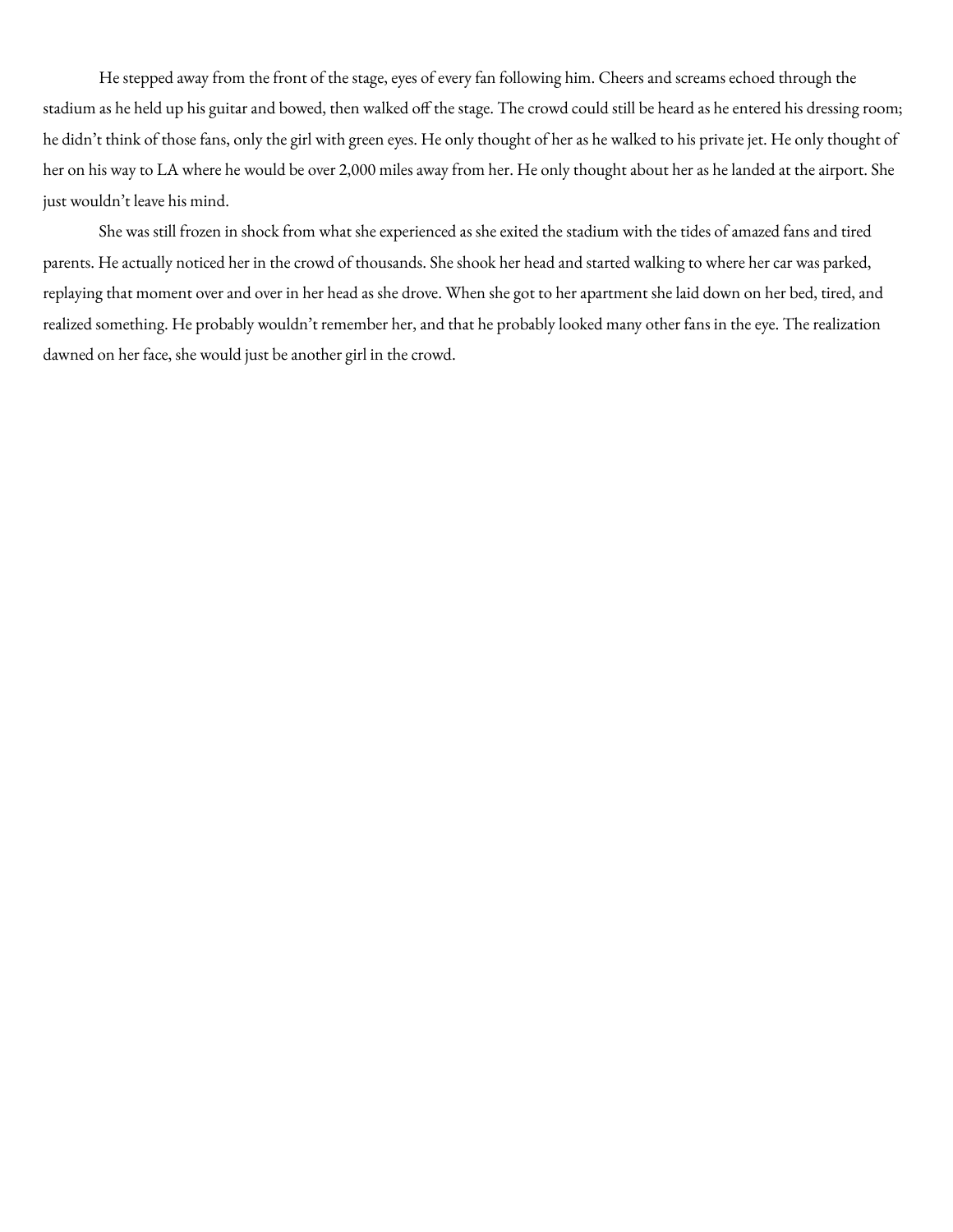He stepped away from the front of the stage, eyes of every fan following him. Cheers and screams echoed through the stadium as he held up his guitar and bowed, then walked off the stage. The crowd could still be heard as he entered his dressing room; he didn't think of those fans, only the girl with green eyes. He only thought of her as he walked to his private jet. He only thought of her on his way to LA where he would be over 2,000 miles away from her. He only thought about her as he landed at the airport. She just wouldn't leave his mind.

She was still frozen in shock from what she experienced as she exited the stadium with the tides of amazed fans and tired parents. He actually noticed her in the crowd of thousands. She shook her head and started walking to where her car was parked, replaying that moment over and over in her head as she drove. When she got to her apartment she laid down on her bed, tired, and realized something. He probably wouldn't remember her, and that he probably looked many other fans in the eye. The realization dawned on her face, she would just be another girl in the crowd.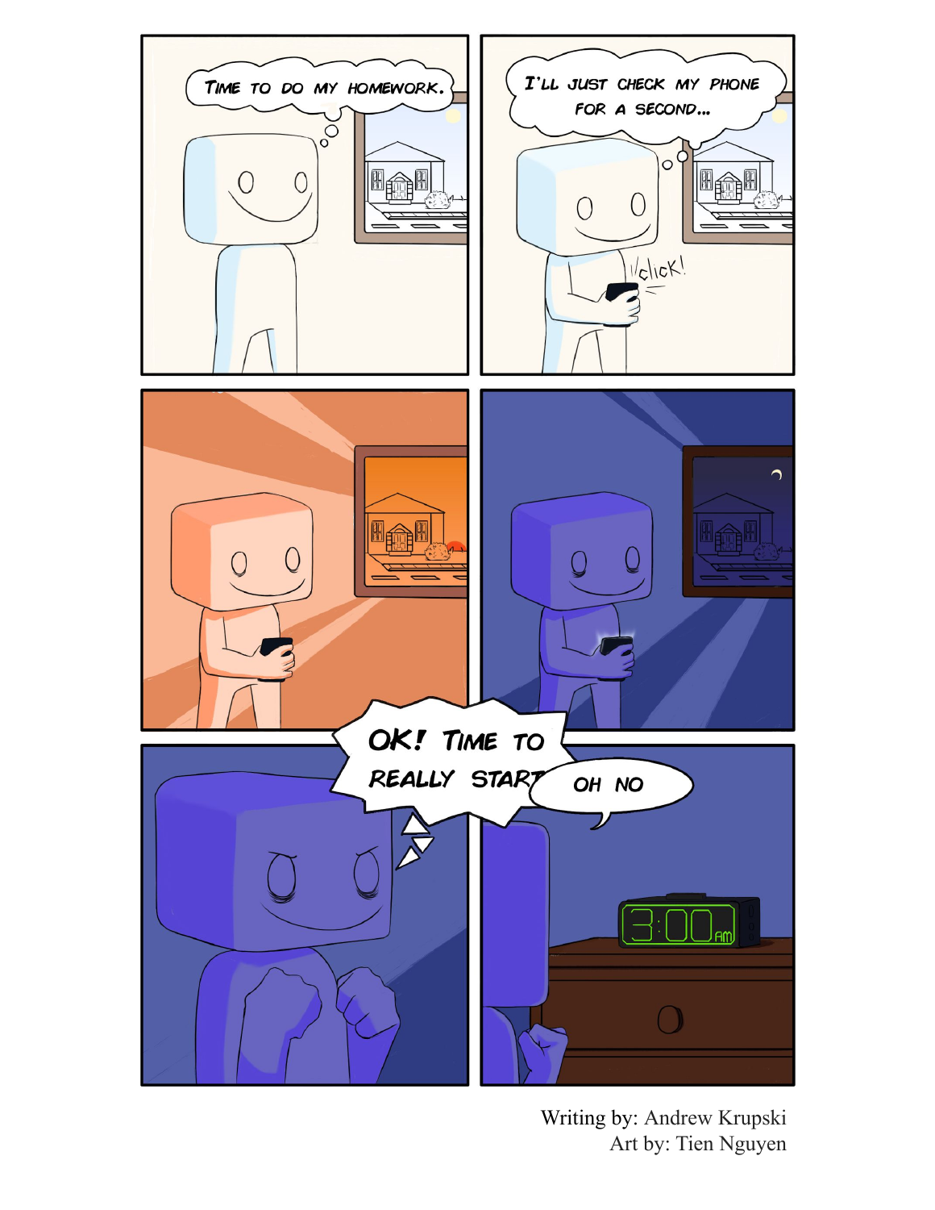TIME TO DO MY HOMEWORK.

I'LL JUST CHECK MY PHONE FOR A SECOND...

*click!*

OK! TIME TO REALLY START

OH NO

3:00 AM

Writing by: Andrew Krupski
Art by: Tien Nguyen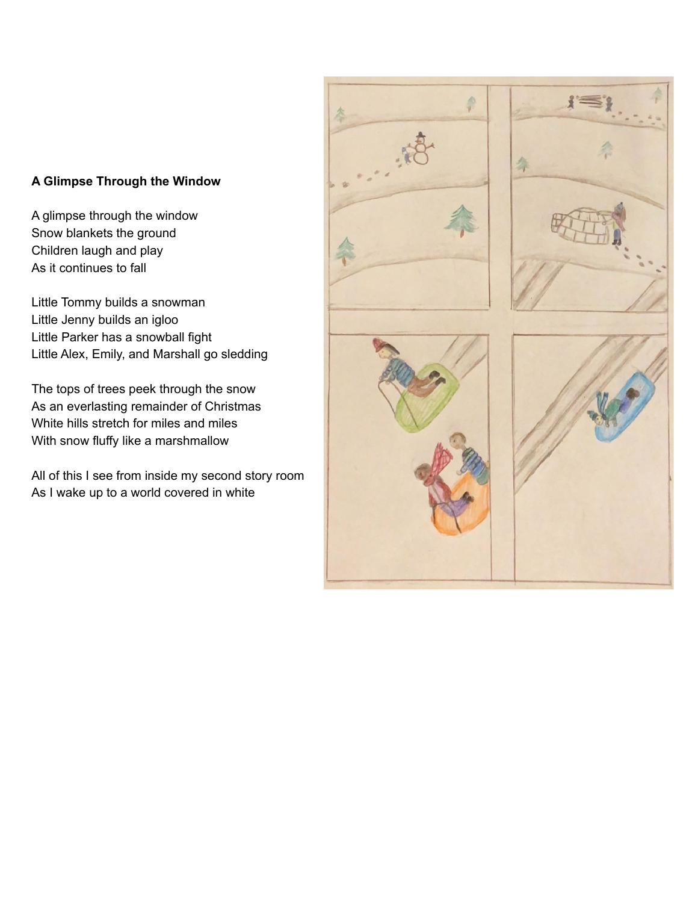**A Glimpse Through the Window**

A glimpse through the window  
Snow blankets the ground  
Children laugh and play  
As it continues to fall

Little Tommy builds a snowman  
Little Jenny builds an igloo  
Little Parker has a snowball fight  
Little Alex, Emily, and Marshall go sledding

The tops of trees peek through the snow  
As an everlasting remainder of Christmas  
White hills stretch for miles and miles  
With snow fluffy like a marshmallow

All of this I see from inside my second story room  
As I wake up to a world covered in white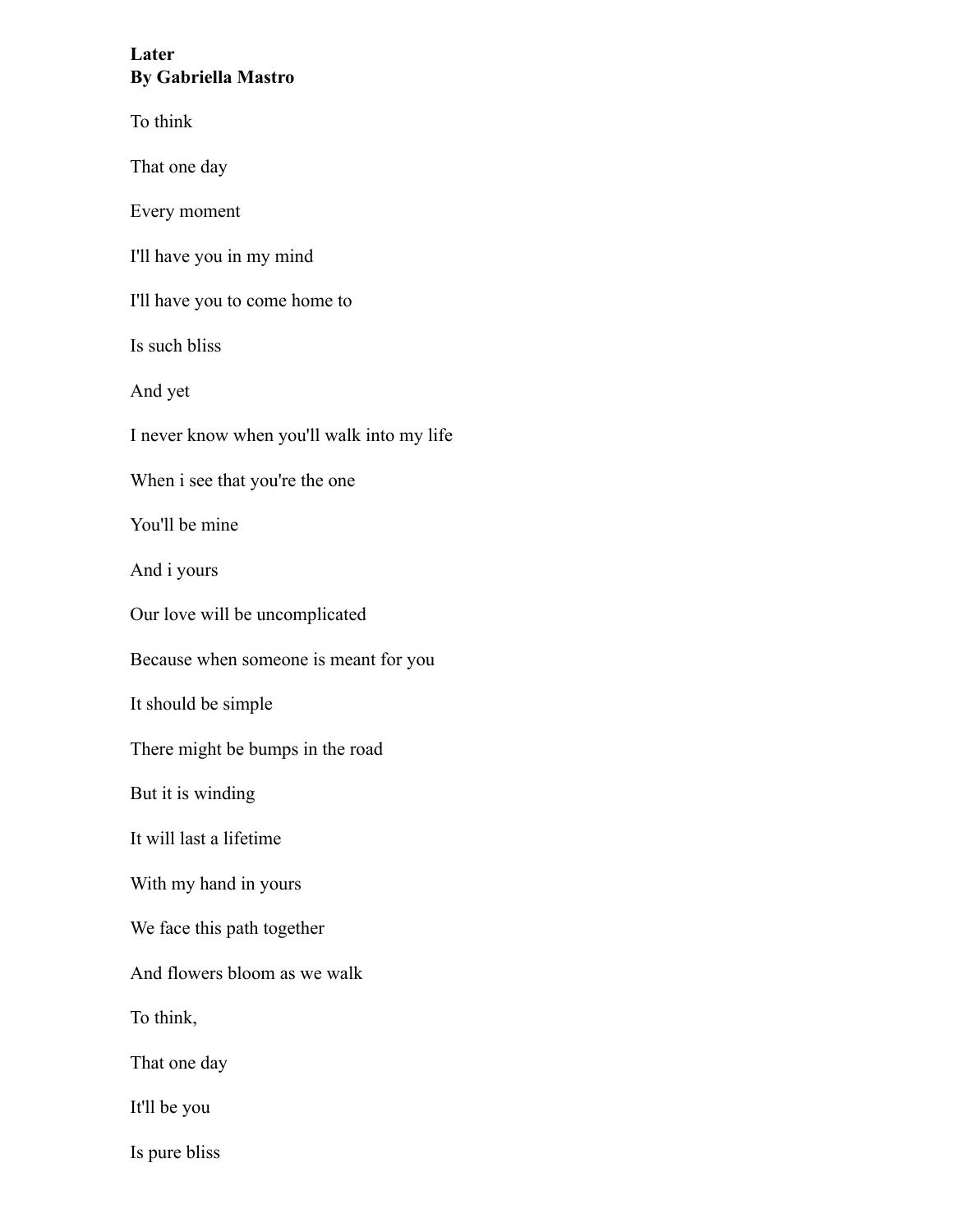**Later**
**By Gabriella Mastro**

To think

That one day

Every moment

I'll have you in my mind

I'll have you to come home to

Is such bliss

And yet

I never know when you'll walk into my life

When i see that you're the one

You'll be mine

And i yours

Our love will be uncomplicated

Because when someone is meant for you

It should be simple

There might be bumps in the road

But it is winding

It will last a lifetime

With my hand in yours

We face this path together

And flowers bloom as we walk

To think,

That one day

It'll be you

Is pure bliss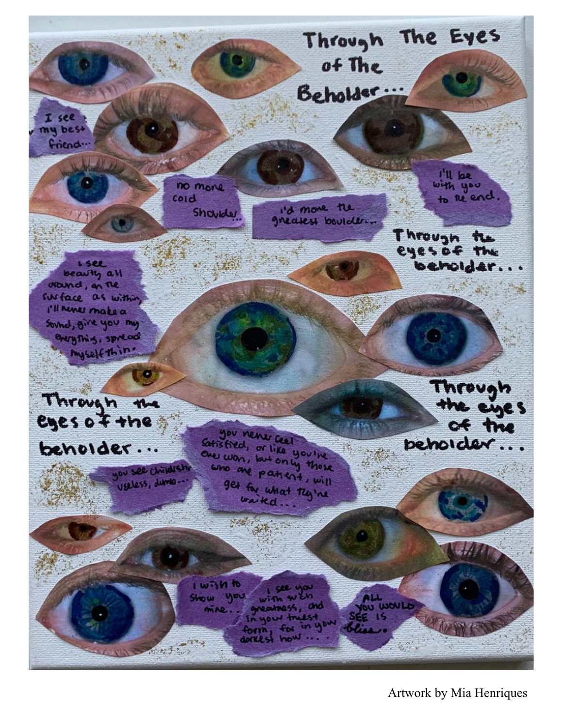# Through The Eyes of The Beholder...

I see my best friend...

no more cold shoulder...

I'd move the greatest boulder...

I'll be with you to the end.

Through the eyes of the beholder...

I see beauty all around, on the surface as within, I'll never make a sound, give you my everything, spread myself thin.

Through the eyes of the beholder...

Through the eyes of the beholder...

you see childish, useless, dumb...

you never feel satisfied, or like you've ever won, but only those who are patient, will get for what they've waited...

I wish to show you mine...

I see you with such greatness, and in your truest form, for in your darkest hour...

ALL YOU WOULD SEE IS bliss.

Artwork by Mia Henriques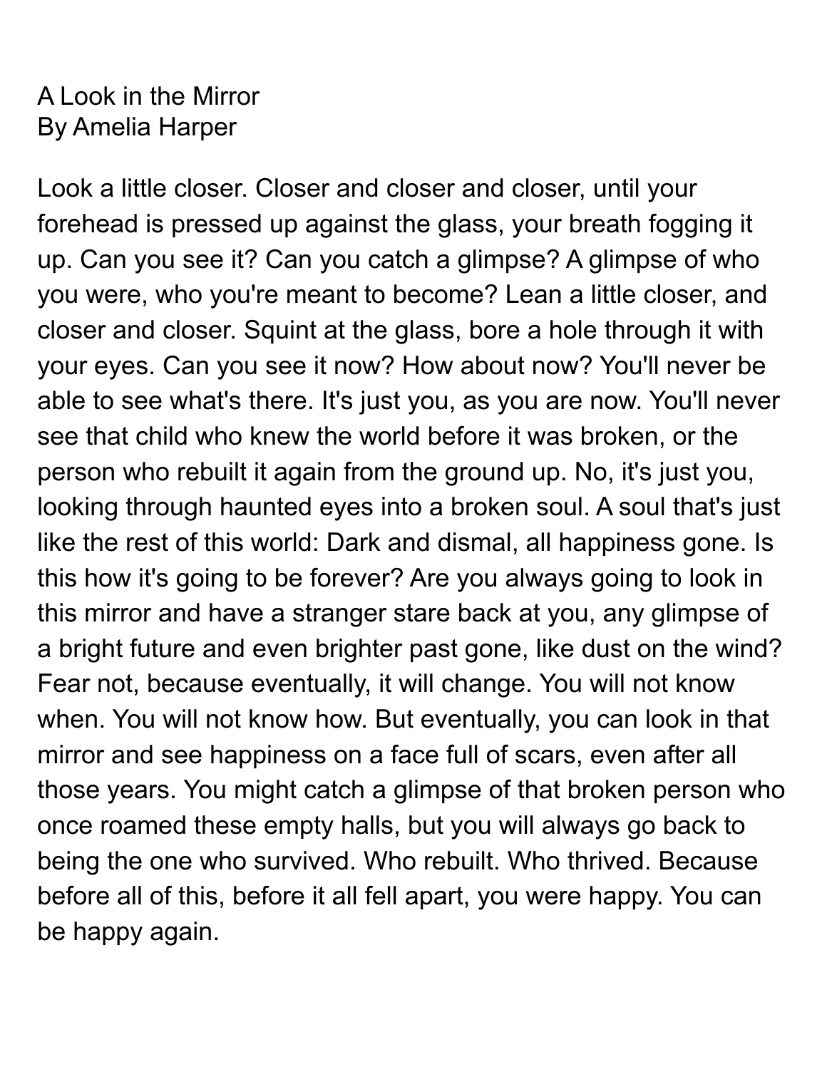# A Look in the Mirror

By Amelia Harper

Look a little closer. Closer and closer and closer, until your forehead is pressed up against the glass, your breath fogging it up. Can you see it? Can you catch a glimpse? A glimpse of who you were, who you're meant to become? Lean a little closer, and closer and closer. Squint at the glass, bore a hole through it with your eyes. Can you see it now? How about now? You'll never be able to see what's there. It's just you, as you are now. You'll never see that child who knew the world before it was broken, or the person who rebuilt it again from the ground up. No, it's just you, looking through haunted eyes into a broken soul. A soul that's just like the rest of this world: Dark and dismal, all happiness gone. Is this how it's going to be forever? Are you always going to look in this mirror and have a stranger stare back at you, any glimpse of a bright future and even brighter past gone, like dust on the wind? Fear not, because eventually, it will change. You will not know when. You will not know how. But eventually, you can look in that mirror and see happiness on a face full of scars, even after all those years. You might catch a glimpse of that broken person who once roamed these empty halls, but you will always go back to being the one who survived. Who rebuilt. Who thrived. Because before all of this, before it all fell apart, you were happy. You can be happy again.